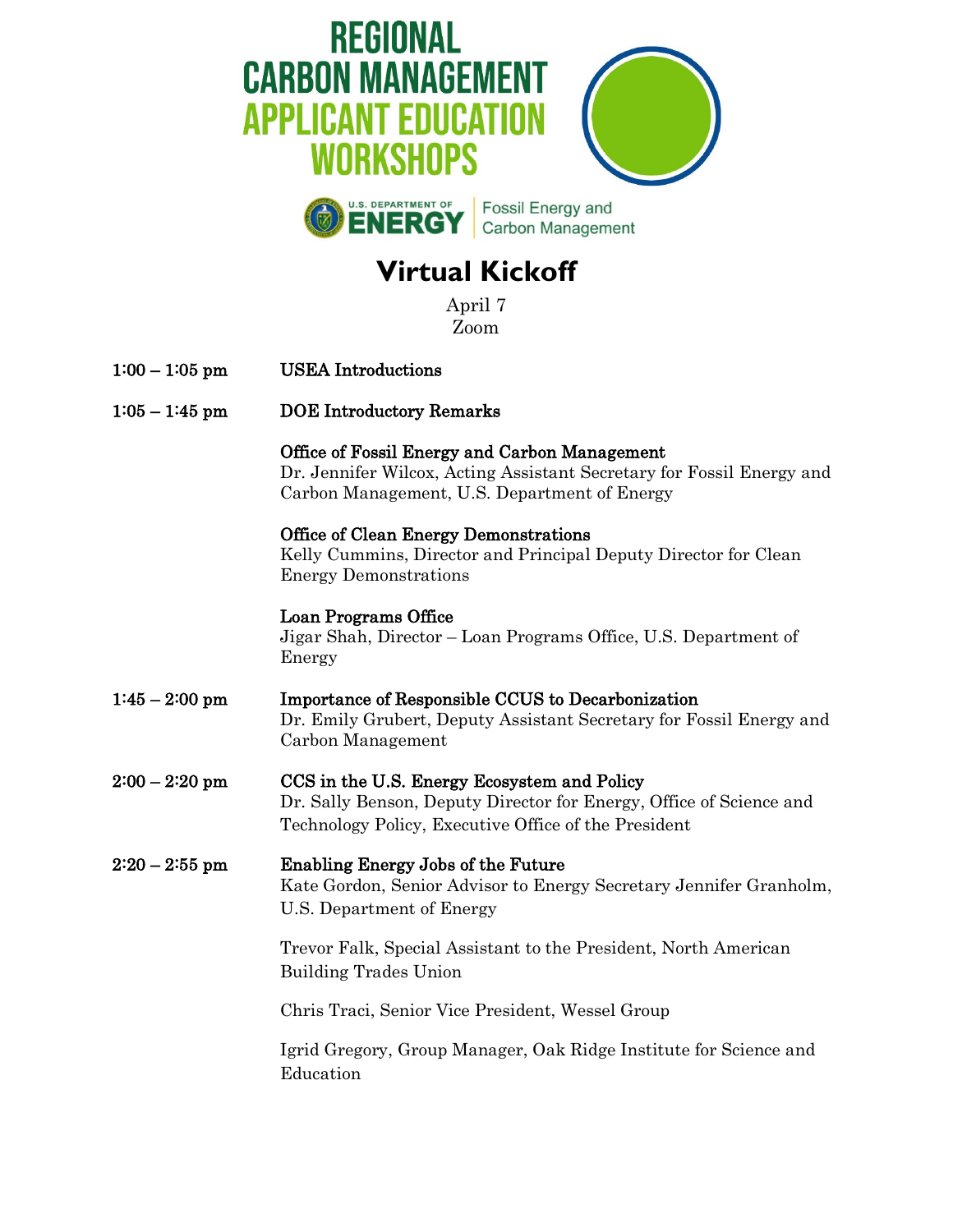# REGIONAL CARBON MANAGEMENT APPLICANT EDUCATION WORKSHOPS

U.S. DEPARTMENT OF ENERGY | Fossil Energy and Carbon Management

## Virtual Kickoff

April 7
Zoom

**1:00 – 1:05 pm** — USEA Introductions

**1:05 – 1:45 pm** — DOE Introductory Remarks

Office of Fossil Energy and Carbon Management
Dr. Jennifer Wilcox, Acting Assistant Secretary for Fossil Energy and Carbon Management, U.S. Department of Energy

Office of Clean Energy Demonstrations
Kelly Cummins, Director and Principal Deputy Director for Clean Energy Demonstrations

Loan Programs Office
Jigar Shah, Director – Loan Programs Office, U.S. Department of Energy

**1:45 – 2:00 pm** — Importance of Responsible CCUS to Decarbonization
Dr. Emily Grubert, Deputy Assistant Secretary for Fossil Energy and Carbon Management

**2:00 – 2:20 pm** — CCS in the U.S. Energy Ecosystem and Policy
Dr. Sally Benson, Deputy Director for Energy, Office of Science and Technology Policy, Executive Office of the President

**2:20 – 2:55 pm** — Enabling Energy Jobs of the Future
Kate Gordon, Senior Advisor to Energy Secretary Jennifer Granholm, U.S. Department of Energy

Trevor Falk, Special Assistant to the President, North American Building Trades Union

Chris Traci, Senior Vice President, Wessel Group

Igrid Gregory, Group Manager, Oak Ridge Institute for Science and Education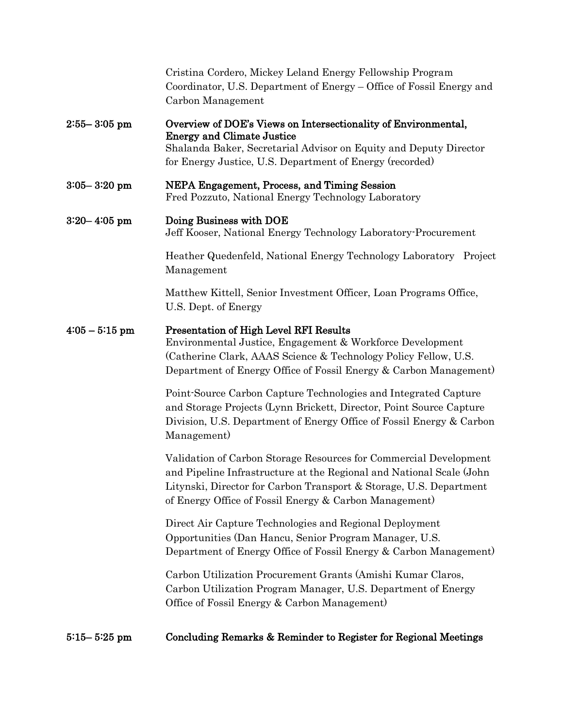Cristina Cordero, Mickey Leland Energy Fellowship Program Coordinator, U.S. Department of Energy – Office of Fossil Energy and Carbon Management

| | |
|---|---|
| 2:55– 3:05 pm | **Overview of DOE's Views on Intersectionality of Environmental, Energy and Climate Justice**<br>Shalanda Baker, Secretarial Advisor on Equity and Deputy Director for Energy Justice, U.S. Department of Energy (recorded) |
| 3:05– 3:20 pm | **NEPA Engagement, Process, and Timing Session**<br>Fred Pozzuto, National Energy Technology Laboratory |
| 3:20– 4:05 pm | **Doing Business with DOE**<br>Jeff Kooser, National Energy Technology Laboratory-Procurement<br><br>Heather Quedenfeld, National Energy Technology Laboratory Project Management<br><br>Matthew Kittell, Senior Investment Officer, Loan Programs Office, U.S. Dept. of Energy |
| 4:05 – 5:15 pm | **Presentation of High Level RFI Results**<br>Environmental Justice, Engagement & Workforce Development (Catherine Clark, AAAS Science & Technology Policy Fellow, U.S. Department of Energy Office of Fossil Energy & Carbon Management)<br><br>Point-Source Carbon Capture Technologies and Integrated Capture and Storage Projects (Lynn Brickett, Director, Point Source Capture Division, U.S. Department of Energy Office of Fossil Energy & Carbon Management)<br><br>Validation of Carbon Storage Resources for Commercial Development and Pipeline Infrastructure at the Regional and National Scale (John Litynski, Director for Carbon Transport & Storage, U.S. Department of Energy Office of Fossil Energy & Carbon Management)<br><br>Direct Air Capture Technologies and Regional Deployment Opportunities (Dan Hancu, Senior Program Manager, U.S. Department of Energy Office of Fossil Energy & Carbon Management)<br><br>Carbon Utilization Procurement Grants (Amishi Kumar Claros, Carbon Utilization Program Manager, U.S. Department of Energy Office of Fossil Energy & Carbon Management) |
| 5:15– 5:25 pm | **Concluding Remarks & Reminder to Register for Regional Meetings** |